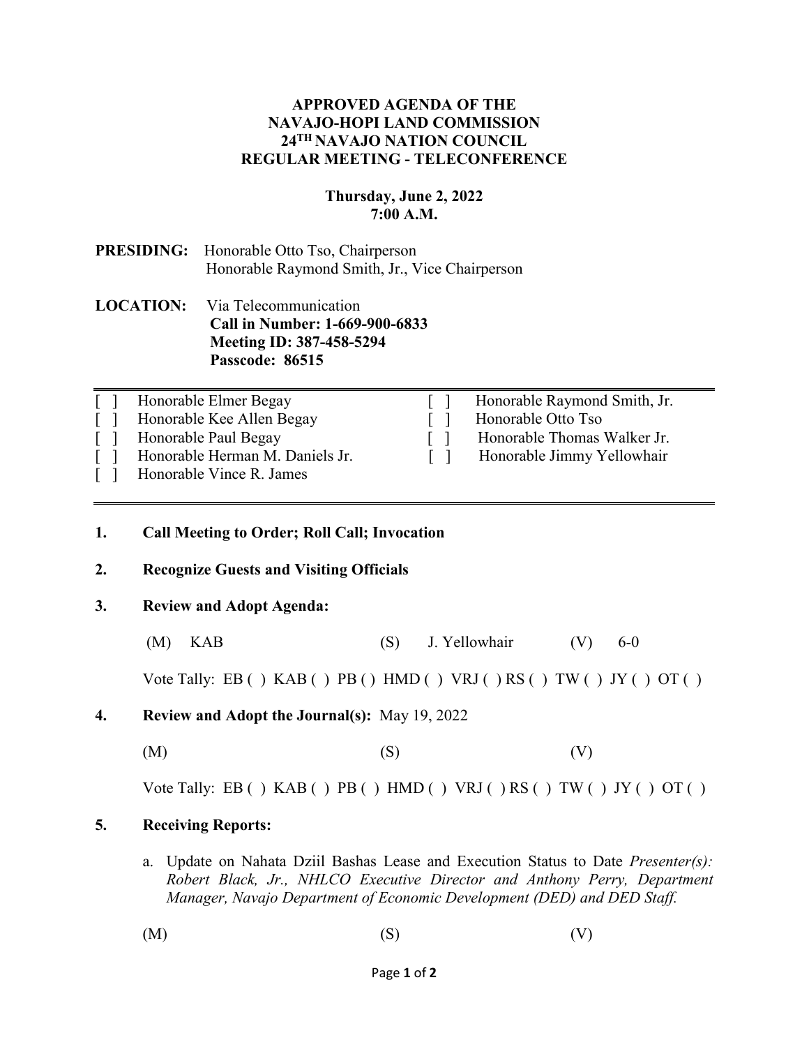# APPROVED AGENDA OF THE NAVAJO-HOPI LAND COMMISSION 24TH NAVAJO NATION COUNCIL REGULAR MEETING - TELECONFERENCE

**Thursday, June 2, 2022**
**7:00 A.M.**

**PRESIDING:** Honorable Otto Tso, Chairperson
Honorable Raymond Smith, Jr., Vice Chairperson

**LOCATION:** Via Telecommunication
**Call in Number: 1-669-900-6833**
**Meeting ID: 387-458-5294**
**Passcode: 86515**

---

[ ] Honorable Elmer Begay
[ ] Honorable Kee Allen Begay
[ ] Honorable Paul Begay
[ ] Honorable Herman M. Daniels Jr.
[ ] Honorable Vince R. James
[ ] Honorable Raymond Smith, Jr.
[ ] Honorable Otto Tso
[ ] Honorable Thomas Walker Jr.
[ ] Honorable Jimmy Yellowhair

---

**1. Call Meeting to Order; Roll Call; Invocation**

**2. Recognize Guests and Visiting Officials**

**3. Review and Adopt Agenda:**

(M) KAB (S) J. Yellowhair (V) 6-0

Vote Tally: EB ( ) KAB ( ) PB ( ) HMD ( ) VRJ ( ) RS ( ) TW ( ) JY ( ) OT ( )

**4. Review and Adopt the Journal(s):** May 19, 2022

(M) (S) (V)

Vote Tally: EB ( ) KAB ( ) PB ( ) HMD ( ) VRJ ( ) RS ( ) TW ( ) JY ( ) OT ( )

**5. Receiving Reports:**

a. Update on Nahata Dziil Bashas Lease and Execution Status to Date *Presenter(s): Robert Black, Jr., NHLCO Executive Director and Anthony Perry, Department Manager, Navajo Department of Economic Development (DED) and DED Staff.*

(M) (S) (V)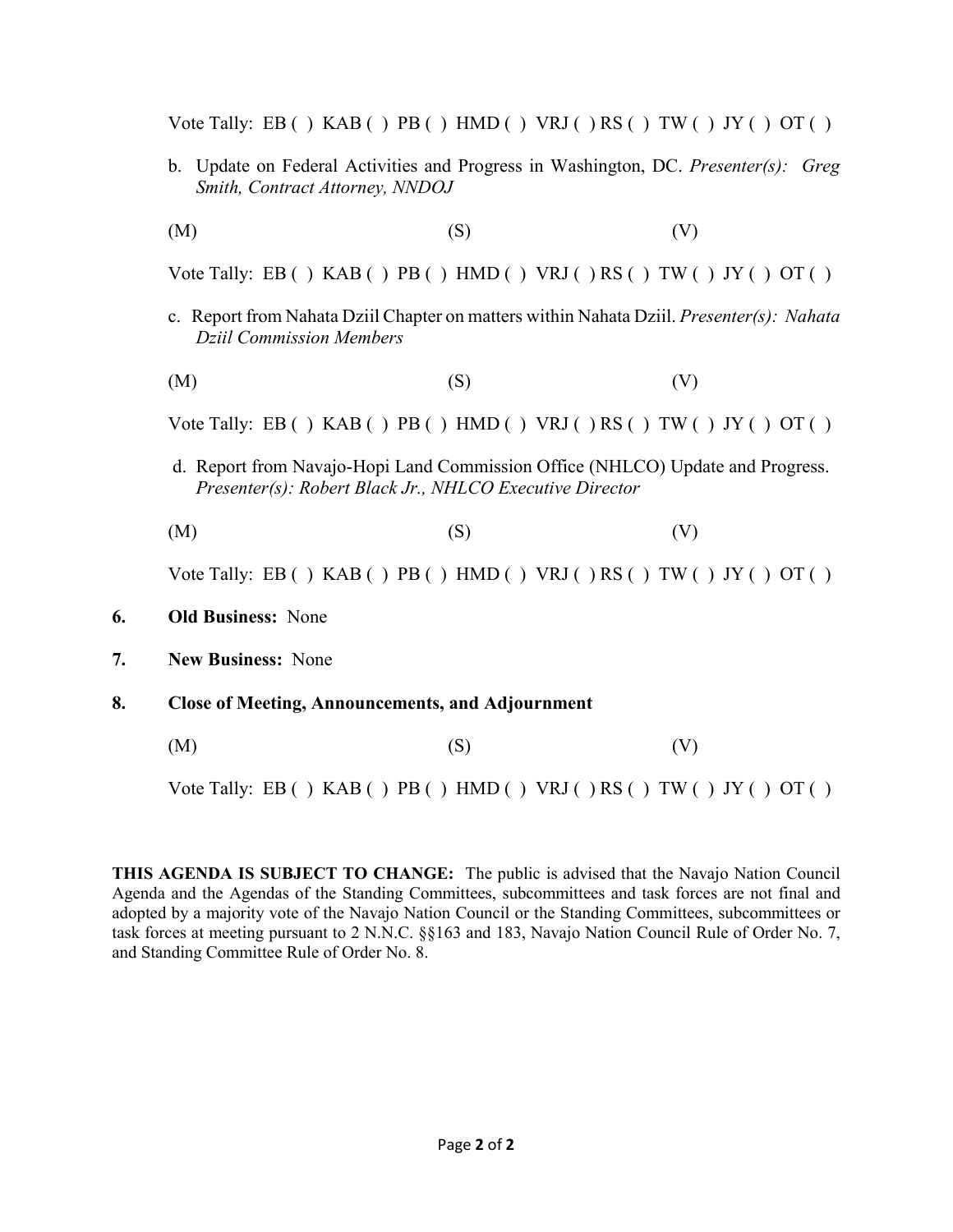Vote Tally: EB ( ) KAB ( ) PB ( ) HMD ( ) VRJ ( ) RS ( ) TW ( ) JY ( ) OT ( )

b. Update on Federal Activities and Progress in Washington, DC. *Presenter(s): Greg Smith, Contract Attorney, NNDOJ*

(M) (S) (V)

Vote Tally: EB ( ) KAB ( ) PB ( ) HMD ( ) VRJ ( ) RS ( ) TW ( ) JY ( ) OT ( )

c. Report from Nahata Dziil Chapter on matters within Nahata Dziil. *Presenter(s): Nahata Dziil Commission Members*

(M) (S) (V)

Vote Tally: EB ( ) KAB ( ) PB ( ) HMD ( ) VRJ ( ) RS ( ) TW ( ) JY ( ) OT ( )

d. Report from Navajo-Hopi Land Commission Office (NHLCO) Update and Progress. *Presenter(s): Robert Black Jr., NHLCO Executive Director*

(M) (S) (V)

Vote Tally: EB ( ) KAB ( ) PB ( ) HMD ( ) VRJ ( ) RS ( ) TW ( ) JY ( ) OT ( )

6. **Old Business:** None

7. **New Business:** None

8. **Close of Meeting, Announcements, and Adjournment**

(M) (S) (V)

Vote Tally: EB ( ) KAB ( ) PB ( ) HMD ( ) VRJ ( ) RS ( ) TW ( ) JY ( ) OT ( )

**THIS AGENDA IS SUBJECT TO CHANGE:** The public is advised that the Navajo Nation Council Agenda and the Agendas of the Standing Committees, subcommittees and task forces are not final and adopted by a majority vote of the Navajo Nation Council or the Standing Committees, subcommittees or task forces at meeting pursuant to 2 N.N.C. §§163 and 183, Navajo Nation Council Rule of Order No. 7, and Standing Committee Rule of Order No. 8.